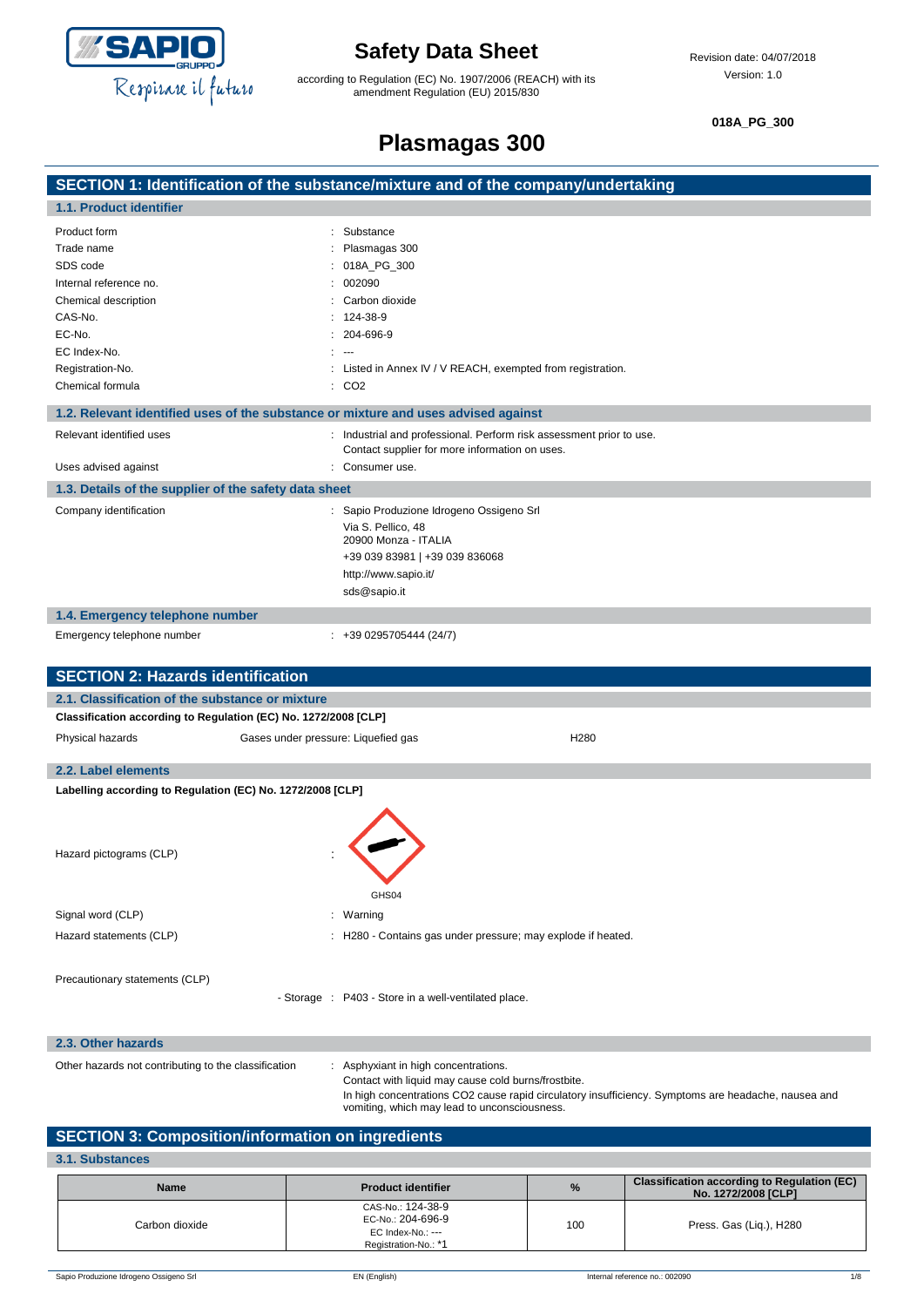# Safety Data Sheet

according to Regulation (EC) No. 1907/2006 (REACH) with its amendment Regulation (EU) 2015/830

Revision date: 04/07/2018

Version: 1.0

**018A_PG_300**

# Plasmagas 300

## SECTION 1: Identification of the substance/mixture and of the company/undertaking

### 1.1. Product identifier

| | |
|---|---|
| Product form | : Substance |
| Trade name | : Plasmagas 300 |
| SDS code | : 018A_PG_300 |
| Internal reference no. | : 002090 |
| Chemical description | : Carbon dioxide |
| CAS-No. | : 124-38-9 |
| EC-No. | : 204-696-9 |
| EC Index-No. | : --- |
| Registration-No. | : Listed in Annex IV / V REACH, exempted from registration. |
| Chemical formula | : $CO_2$ |

### 1.2. Relevant identified uses of the substance or mixture and uses advised against

| | |
|---|---|
| Relevant identified uses | : Industrial and professional. Perform risk assessment prior to use. Contact supplier for more information on uses. |
| Uses advised against | : Consumer use. |

### 1.3. Details of the supplier of the safety data sheet

Company identification : Sapio Produzione Idrogeno Ossigeno Srl
Via S. Pellico, 48
20900 Monza - ITALIA
+39 039 83981 | +39 039 836068
http://www.sapio.it/
sds@sapio.it

### 1.4. Emergency telephone number

Emergency telephone number : +39 0295705444 (24/7)

## SECTION 2: Hazards identification

### 2.1. Classification of the substance or mixture

**Classification according to Regulation (EC) No. 1272/2008 [CLP]**

| | | |
|---|---|---|
| Physical hazards | Gases under pressure: Liquefied gas | H280 |

### 2.2. Label elements

**Labelling according to Regulation (EC) No. 1272/2008 [CLP]**

Hazard pictograms (CLP) :

GHS04

| | |
|---|---|
| Signal word (CLP) | : Warning |
| Hazard statements (CLP) | : H280 - Contains gas under pressure; may explode if heated. |
| Precautionary statements (CLP) | |
| - Storage | : P403 - Store in a well-ventilated place. |

### 2.3. Other hazards

Other hazards not contributing to the classification : Asphyxiant in high concentrations.
Contact with liquid may cause cold burns/frostbite.
In high concentrations $CO_2$ cause rapid circulatory insufficiency. Symptoms are headache, nausea and vomiting, which may lead to unconsciousness.

## SECTION 3: Composition/information on ingredients

### 3.1. Substances

| Name | Product identifier | % | Classification according to Regulation (EC) No. 1272/2008 [CLP] |
|---|---|---|---|
| Carbon dioxide | CAS-No.: 124-38-9<br>EC-No.: 204-696-9<br>EC Index-No.: ---<br>Registration-No.: *1 | 100 | Press. Gas (Liq.), H280 |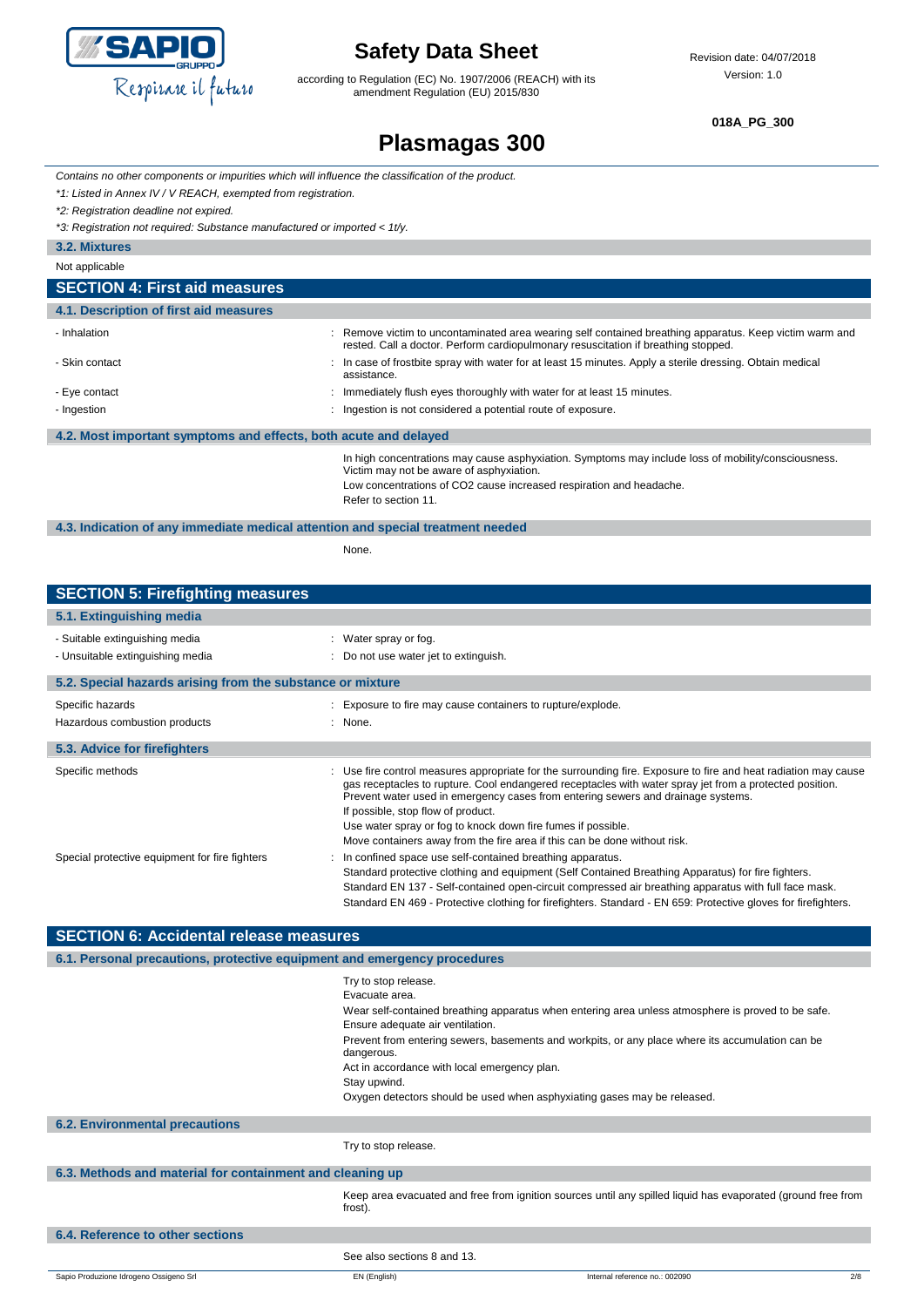*Contains no other components or impurities which will influence the classification of the product.*

*\*1: Listed in Annex IV / V REACH, exempted from registration.*

*\*2: Registration deadline not expired.*

*\*3: Registration not required: Substance manufactured or imported < 1t/y.*

### 3.2. Mixtures

Not applicable

## SECTION 4: First aid measures

### 4.1. Description of first aid measures

| | |
|---|---|
| - Inhalation | : Remove victim to uncontaminated area wearing self contained breathing apparatus. Keep victim warm and rested. Call a doctor. Perform cardiopulmonary resuscitation if breathing stopped. |
| - Skin contact | : In case of frostbite spray with water for at least 15 minutes. Apply a sterile dressing. Obtain medical assistance. |
| - Eye contact | : Immediately flush eyes thoroughly with water for at least 15 minutes. |
| - Ingestion | : Ingestion is not considered a potential route of exposure. |

### 4.2. Most important symptoms and effects, both acute and delayed

In high concentrations may cause asphyxiation. Symptoms may include loss of mobility/consciousness. Victim may not be aware of asphyxiation.

Low concentrations of $CO_2$ cause increased respiration and headache.

Refer to section 11.

### 4.3. Indication of any immediate medical attention and special treatment needed

None.

## SECTION 5: Firefighting measures

### 5.1. Extinguishing media

| | |
|---|---|
| - Suitable extinguishing media | : Water spray or fog. |
| - Unsuitable extinguishing media | : Do not use water jet to extinguish. |

### 5.2. Special hazards arising from the substance or mixture

| | |
|---|---|
| Specific hazards | : Exposure to fire may cause containers to rupture/explode. |
| Hazardous combustion products | : None. |

### 5.3. Advice for firefighters

| | |
|---|---|
| Specific methods | : Use fire control measures appropriate for the surrounding fire. Exposure to fire and heat radiation may cause gas receptacles to rupture. Cool endangered receptacles with water spray jet from a protected position. Prevent water used in emergency cases from entering sewers and drainage systems.<br>If possible, stop flow of product.<br>Use water spray or fog to knock down fire fumes if possible.<br>Move containers away from the fire area if this can be done without risk. |
| Special protective equipment for fire fighters | : In confined space use self-contained breathing apparatus.<br>Standard protective clothing and equipment (Self Contained Breathing Apparatus) for fire fighters.<br>Standard EN 137 - Self-contained open-circuit compressed air breathing apparatus with full face mask.<br>Standard EN 469 - Protective clothing for firefighters. Standard - EN 659: Protective gloves for firefighters. |

## SECTION 6: Accidental release measures

### 6.1. Personal precautions, protective equipment and emergency procedures

Try to stop release.

Evacuate area.

Wear self-contained breathing apparatus when entering area unless atmosphere is proved to be safe.

Ensure adequate air ventilation.

Prevent from entering sewers, basements and workpits, or any place where its accumulation can be dangerous.

Act in accordance with local emergency plan.

Stay upwind.

Oxygen detectors should be used when asphyxiating gases may be released.

### 6.2. Environmental precautions

Try to stop release.

### 6.3. Methods and material for containment and cleaning up

Keep area evacuated and free from ignition sources until any spilled liquid has evaporated (ground free from frost).

### 6.4. Reference to other sections

See also sections 8 and 13.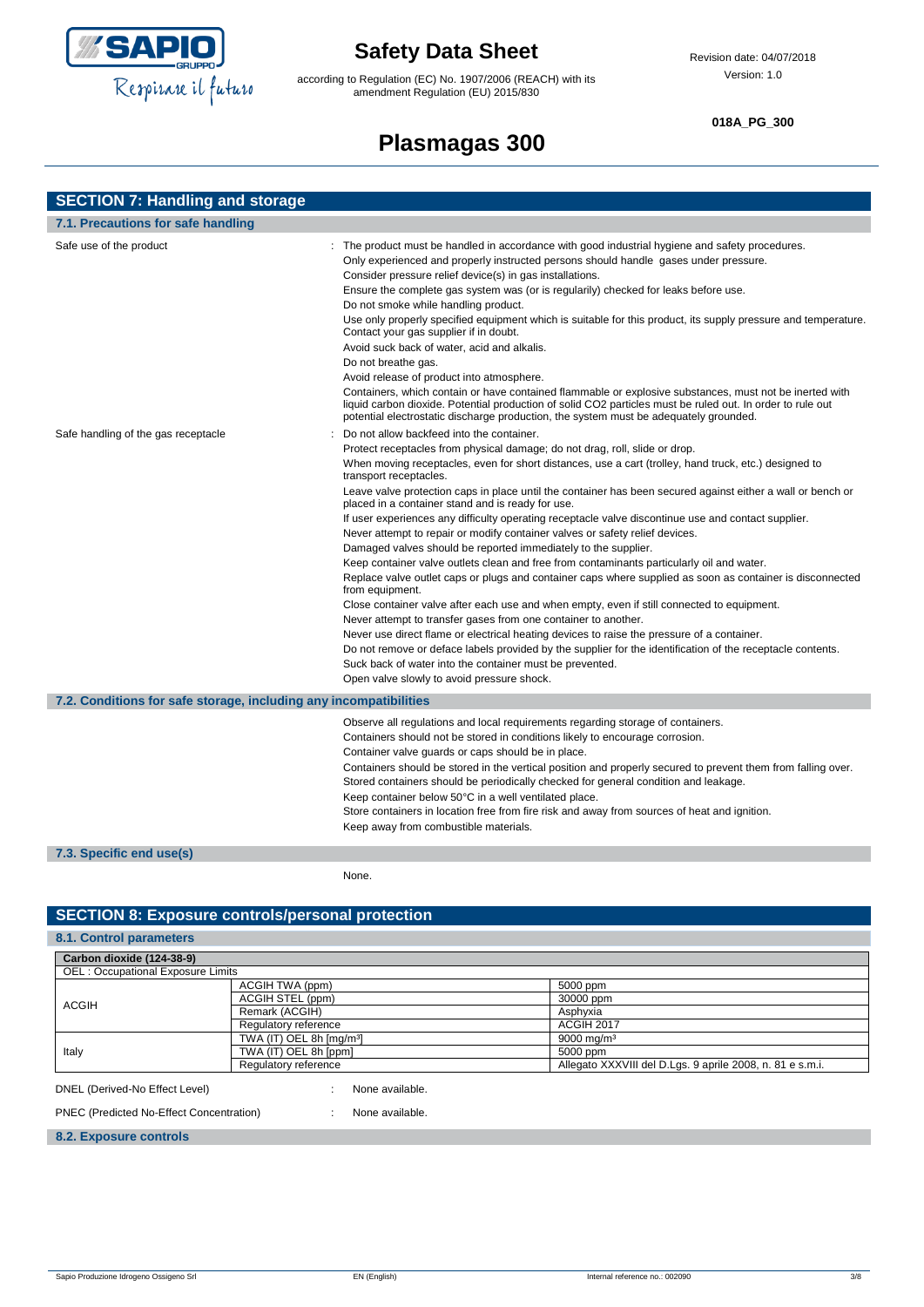## SECTION 7: Handling and storage

### 7.1. Precautions for safe handling

Safe use of the product : The product must be handled in accordance with good industrial hygiene and safety procedures.
Only experienced and properly instructed persons should handle gases under pressure.
Consider pressure relief device(s) in gas installations.
Ensure the complete gas system was (or is regularily) checked for leaks before use.
Do not smoke while handling product.
Use only properly specified equipment which is suitable for this product, its supply pressure and temperature. Contact your gas supplier if in doubt.
Avoid suck back of water, acid and alkalis.
Do not breathe gas.
Avoid release of product into atmosphere.
Containers, which contain or have contained flammable or explosive substances, must not be inerted with liquid carbon dioxide. Potential production of solid CO2 particles must be ruled out. In order to rule out potential electrostatic discharge production, the system must be adequately grounded.

Safe handling of the gas receptacle : Do not allow backfeed into the container.
Protect receptacles from physical damage; do not drag, roll, slide or drop.
When moving receptacles, even for short distances, use a cart (trolley, hand truck, etc.) designed to transport receptacles.
Leave valve protection caps in place until the container has been secured against either a wall or bench or placed in a container stand and is ready for use.
If user experiences any difficulty operating receptacle valve discontinue use and contact supplier.
Never attempt to repair or modify container valves or safety relief devices.
Damaged valves should be reported immediately to the supplier.
Keep container valve outlets clean and free from contaminants particularly oil and water.
Replace valve outlet caps or plugs and container caps where supplied as soon as container is disconnected from equipment.
Close container valve after each use and when empty, even if still connected to equipment.
Never attempt to transfer gases from one container to another.
Never use direct flame or electrical heating devices to raise the pressure of a container.
Do not remove or deface labels provided by the supplier for the identification of the receptacle contents.
Suck back of water into the container must be prevented.
Open valve slowly to avoid pressure shock.

### 7.2. Conditions for safe storage, including any incompatibilities

Observe all regulations and local requirements regarding storage of containers.
Containers should not be stored in conditions likely to encourage corrosion.
Container valve guards or caps should be in place.
Containers should be stored in the vertical position and properly secured to prevent them from falling over.
Stored containers should be periodically checked for general condition and leakage.
Keep container below 50°C in a well ventilated place.
Store containers in location free from fire risk and away from sources of heat and ignition.
Keep away from combustible materials.

### 7.3. Specific end use(s)

None.

## SECTION 8: Exposure controls/personal protection

### 8.1. Control parameters

| Carbon dioxide (124-38-9) | | |
|---|---|---|
| OEL : Occupational Exposure Limits | | |
| ACGIH | ACGIH TWA (ppm) | 5000 ppm |
| | ACGIH STEL (ppm) | 30000 ppm |
| | Remark (ACGIH) | Asphyxia |
| | Regulatory reference | ACGIH 2017 |
| Italy | TWA (IT) OEL 8h [mg/m³] | 9000 mg/m³ |
| | TWA (IT) OEL 8h [ppm] | 5000 ppm |
| | Regulatory reference | Allegato XXXVIII del D.Lgs. 9 aprile 2008, n. 81 e s.m.i. |

DNEL (Derived-No Effect Level) : None available.

PNEC (Predicted No-Effect Concentration) : None available.

### 8.2. Exposure controls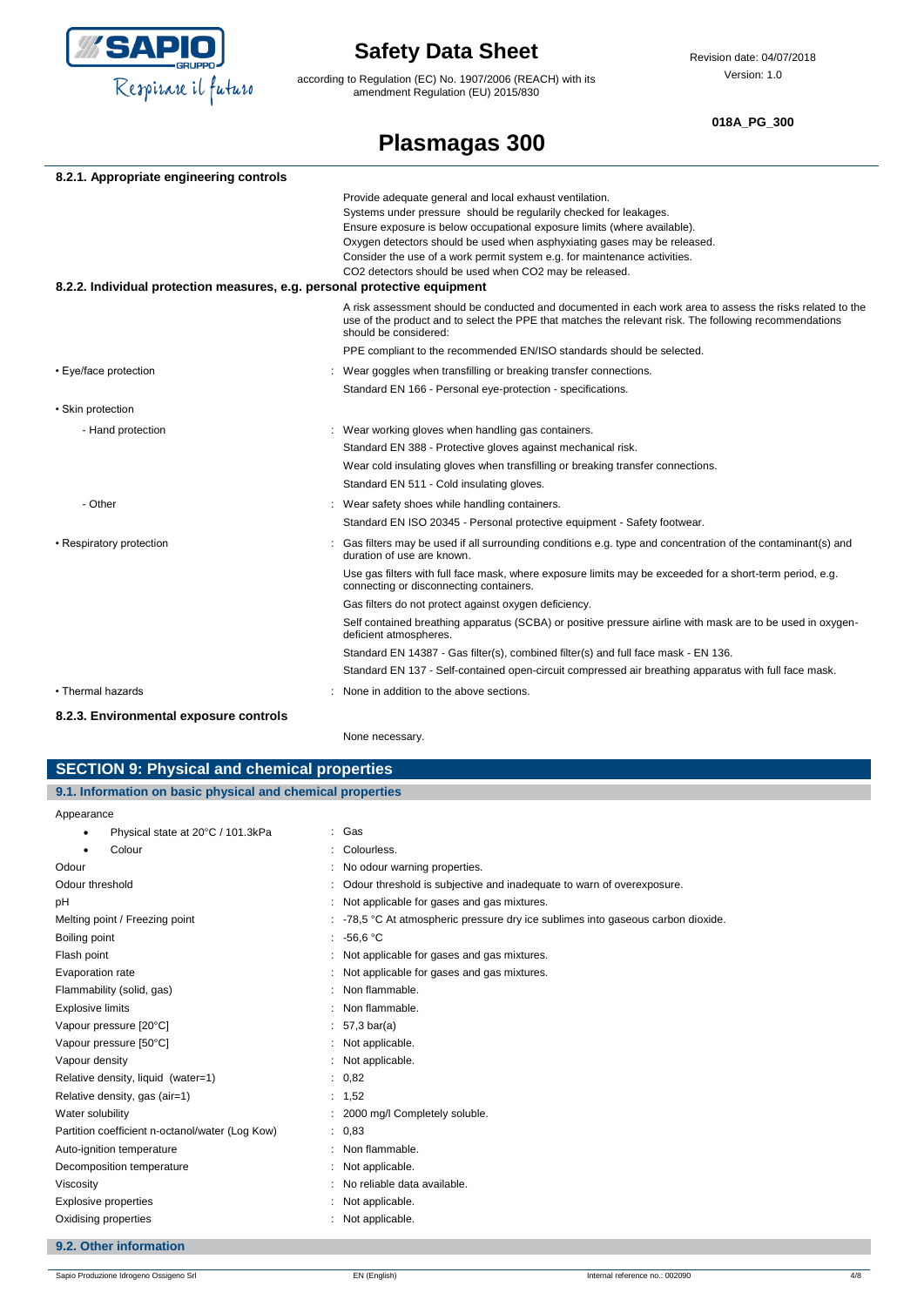#### 8.2.1. Appropriate engineering controls

Provide adequate general and local exhaust ventilation.
Systems under pressure should be regularly checked for leakages.
Ensure exposure is below occupational exposure limits (where available).
Oxygen detectors should be used when asphyxiating gases may be released.
Consider the use of a work permit system e.g. for maintenance activities.
$CO_2$ detectors should be used when $CO_2$ may be released.

#### 8.2.2. Individual protection measures, e.g. personal protective equipment

A risk assessment should be conducted and documented in each work area to assess the risks related to the use of the product and to select the PPE that matches the relevant risk. The following recommendations should be considered:

PPE compliant to the recommended EN/ISO standards should be selected.

- Eye/face protection : Wear goggles when transfilling or breaking transfer connections.
  Standard EN 166 - Personal eye-protection - specifications.
- Skin protection
  - Hand protection : Wear working gloves when handling gas containers.
    Standard EN 388 - Protective gloves against mechanical risk.
    Wear cold insulating gloves when transfilling or breaking transfer connections.
    Standard EN 511 - Cold insulating gloves.
  - Other : Wear safety shoes while handling containers.
    Standard EN ISO 20345 - Personal protective equipment - Safety footwear.
- Respiratory protection : Gas filters may be used if all surrounding conditions e.g. type and concentration of the contaminant(s) and duration of use are known.
  Use gas filters with full face mask, where exposure limits may be exceeded for a short-term period, e.g. connecting or disconnecting containers.
  Gas filters do not protect against oxygen deficiency.
  Self contained breathing apparatus (SCBA) or positive pressure airline with mask are to be used in oxygen-deficient atmospheres.
  Standard EN 14387 - Gas filter(s), combined filter(s) and full face mask - EN 136.
  Standard EN 137 - Self-contained open-circuit compressed air breathing apparatus with full face mask.
- Thermal hazards : None in addition to the above sections.

#### 8.2.3. Environmental exposure controls

None necessary.

## SECTION 9: Physical and chemical properties

### 9.1. Information on basic physical and chemical properties

Appearance

- Physical state at 20°C / 101.3kPa : Gas
- Colour : Colourless.

| Property | Value |
|---|---|
| Odour | No odour warning properties. |
| Odour threshold | Odour threshold is subjective and inadequate to warn of overexposure. |
| pH | Not applicable for gases and gas mixtures. |
| Melting point / Freezing point | -78,5 °C At atmospheric pressure dry ice sublimes into gaseous carbon dioxide. |
| Boiling point | -56,6 °C |
| Flash point | Not applicable for gases and gas mixtures. |
| Evaporation rate | Not applicable for gases and gas mixtures. |
| Flammability (solid, gas) | Non flammable. |
| Explosive limits | Non flammable. |
| Vapour pressure [20°C] | 57,3 bar(a) |
| Vapour pressure [50°C] | Not applicable. |
| Vapour density | Not applicable. |
| Relative density, liquid (water=1) | 0,82 |
| Relative density, gas (air=1) | 1,52 |
| Water solubility | 2000 mg/l Completely soluble. |
| Partition coefficient n-octanol/water (Log Kow) | 0,83 |
| Auto-ignition temperature | Non flammable. |
| Decomposition temperature | Not applicable. |
| Viscosity | No reliable data available. |
| Explosive properties | Not applicable. |
| Oxidising properties | Not applicable. |

### 9.2. Other information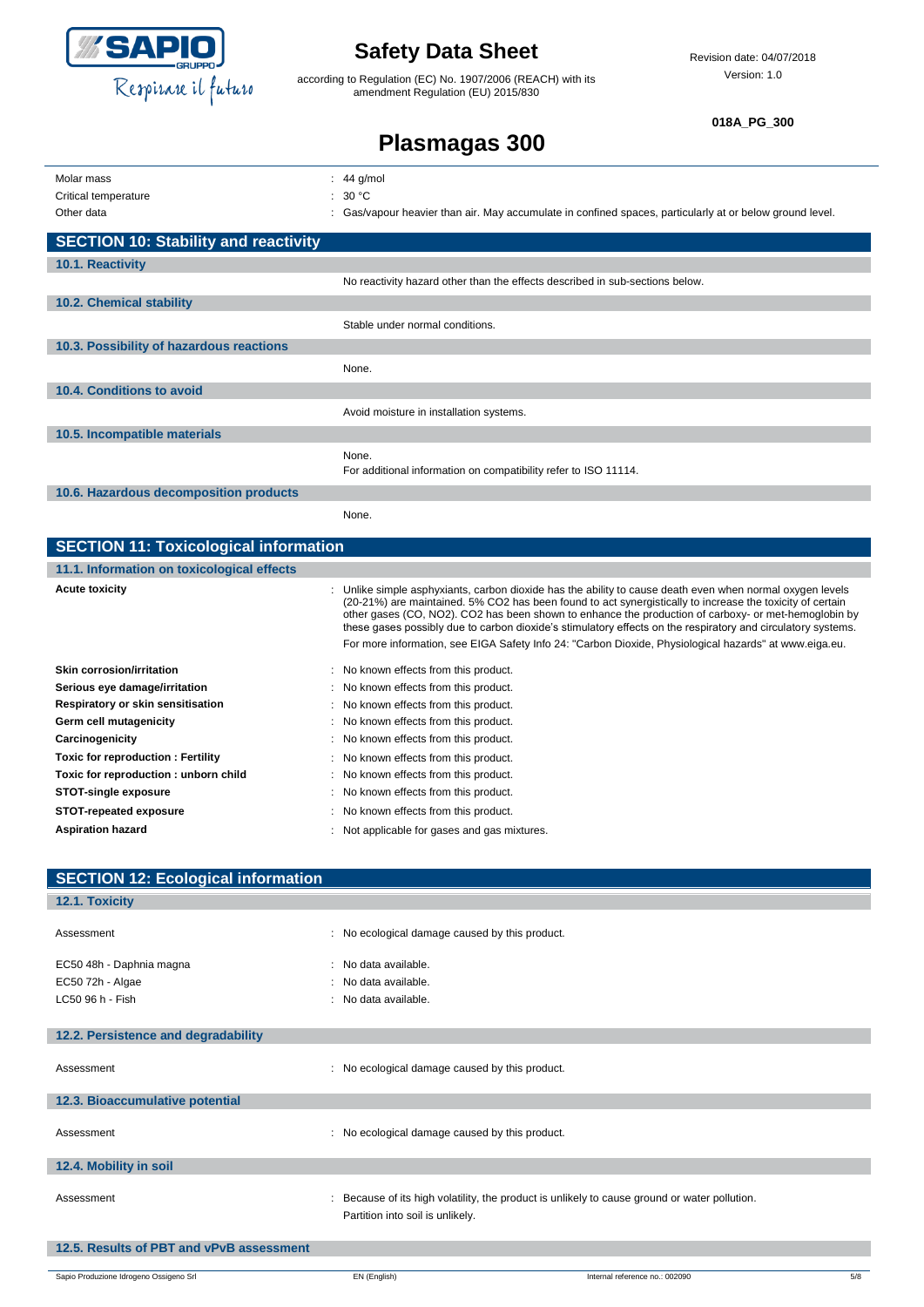| | |
|---|---|
| Molar mass | : 44 g/mol |
| Critical temperature | : 30 °C |
| Other data | : Gas/vapour heavier than air. May accumulate in confined spaces, particularly at or below ground level. |

## SECTION 10: Stability and reactivity

### 10.1. Reactivity

No reactivity hazard other than the effects described in sub-sections below.

### 10.2. Chemical stability

Stable under normal conditions.

### 10.3. Possibility of hazardous reactions

None.

### 10.4. Conditions to avoid

Avoid moisture in installation systems.

### 10.5. Incompatible materials

None.
For additional information on compatibility refer to ISO 11114.

### 10.6. Hazardous decomposition products

None.

## SECTION 11: Toxicological information

### 11.1. Information on toxicological effects

| | |
|---|---|
| **Acute toxicity** | : Unlike simple asphyxiants, carbon dioxide has the ability to cause death even when normal oxygen levels (20-21%) are maintained. 5% $CO_2$ has been found to act synergistically to increase the toxicity of certain other gases (CO, $NO_2$). $CO_2$ has been shown to enhance the production of carboxy- or met-hemoglobin by these gases possibly due to carbon dioxide's stimulatory effects on the respiratory and circulatory systems. For more information, see EIGA Safety Info 24: "Carbon Dioxide, Physiological hazards" at www.eiga.eu. |
| **Skin corrosion/irritation** | : No known effects from this product. |
| **Serious eye damage/irritation** | : No known effects from this product. |
| **Respiratory or skin sensitisation** | : No known effects from this product. |
| **Germ cell mutagenicity** | : No known effects from this product. |
| **Carcinogenicity** | : No known effects from this product. |
| **Toxic for reproduction : Fertility** | : No known effects from this product. |
| **Toxic for reproduction : unborn child** | : No known effects from this product. |
| **STOT-single exposure** | : No known effects from this product. |
| **STOT-repeated exposure** | : No known effects from this product. |
| **Aspiration hazard** | : Not applicable for gases and gas mixtures. |

## SECTION 12: Ecological information

### 12.1. Toxicity

| | |
|---|---|
| Assessment | : No ecological damage caused by this product. |
| EC50 48h - Daphnia magna | : No data available. |
| EC50 72h - Algae | : No data available. |
| LC50 96 h - Fish | : No data available. |

### 12.2. Persistence and degradability

| | |
|---|---|
| Assessment | : No ecological damage caused by this product. |

### 12.3. Bioaccumulative potential

| | |
|---|---|
| Assessment | : No ecological damage caused by this product. |

### 12.4. Mobility in soil

| | |
|---|---|
| Assessment | : Because of its high volatility, the product is unlikely to cause ground or water pollution. Partition into soil is unlikely. |

### 12.5. Results of PBT and vPvB assessment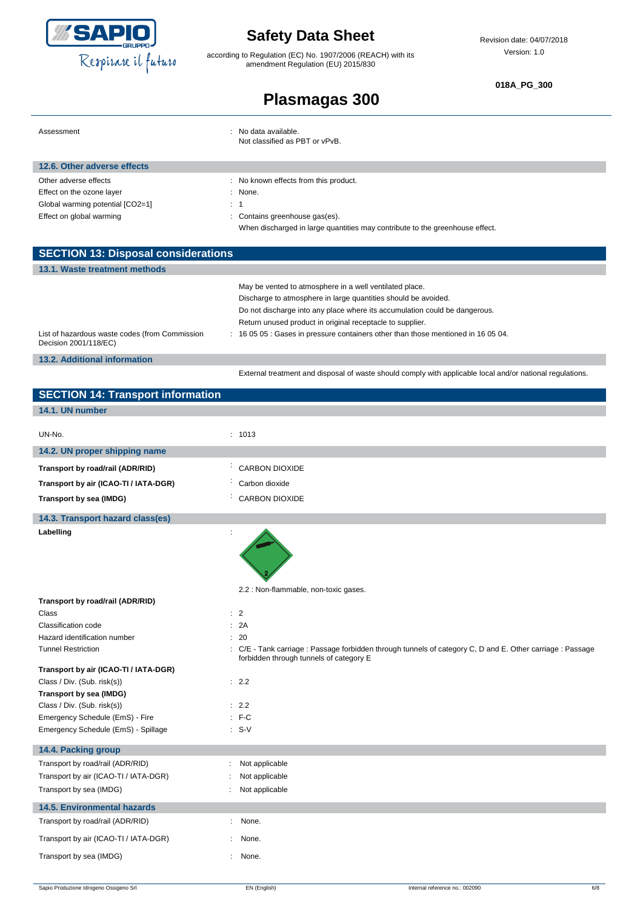| | |
|---|---|
| Assessment | : No data available.<br>Not classified as PBT or vPvB. |

### 12.6. Other adverse effects

| | |
|---|---|
| Other adverse effects | : No known effects from this product. |
| Effect on the ozone layer | : None. |
| Global warming potential [CO2=1] | : 1 |
| Effect on global warming | : Contains greenhouse gas(es).<br>When discharged in large quantities may contribute to the greenhouse effect. |

## SECTION 13: Disposal considerations

### 13.1. Waste treatment methods

May be vented to atmosphere in a well ventilated place.
Discharge to atmosphere in large quantities should be avoided.
Do not discharge into any place where its accumulation could be dangerous.
Return unused product in original receptacle to supplier.

| | |
|---|---|
| List of hazardous waste codes (from Commission Decision 2001/118/EC) | : 16 05 05 : Gases in pressure containers other than those mentioned in 16 05 04. |

### 13.2. Additional information

External treatment and disposal of waste should comply with applicable local and/or national regulations.

## SECTION 14: Transport information

### 14.1. UN number

| | |
|---|---|
| UN-No. | : 1013 |

### 14.2. UN proper shipping name

| | |
|---|---|
| **Transport by road/rail (ADR/RID)** | : CARBON DIOXIDE |
| **Transport by air (ICAO-TI / IATA-DGR)** | : Carbon dioxide |
| **Transport by sea (IMDG)** | : CARBON DIOXIDE |

### 14.3. Transport hazard class(es)

**Labelling** :

2.2 : Non-flammable, non-toxic gases.

| | |
|---|---|
| **Transport by road/rail (ADR/RID)** | |
| Class | : 2 |
| Classification code | : 2A |
| Hazard identification number | : 20 |
| Tunnel Restriction | : C/E - Tank carriage : Passage forbidden through tunnels of category C, D and E. Other carriage : Passage forbidden through tunnels of category E |
| **Transport by air (ICAO-TI / IATA-DGR)** | |
| Class / Div. (Sub. risk(s)) | : 2.2 |
| **Transport by sea (IMDG)** | |
| Class / Div. (Sub. risk(s)) | : 2.2 |
| Emergency Schedule (EmS) - Fire | : F-C |
| Emergency Schedule (EmS) - Spillage | : S-V |

### 14.4. Packing group

| | |
|---|---|
| Transport by road/rail (ADR/RID) | : Not applicable |
| Transport by air (ICAO-TI / IATA-DGR) | : Not applicable |
| Transport by sea (IMDG) | : Not applicable |

### 14.5. Environmental hazards

| | |
|---|---|
| Transport by road/rail (ADR/RID) | : None. |
| Transport by air (ICAO-TI / IATA-DGR) | : None. |
| Transport by sea (IMDG) | : None. |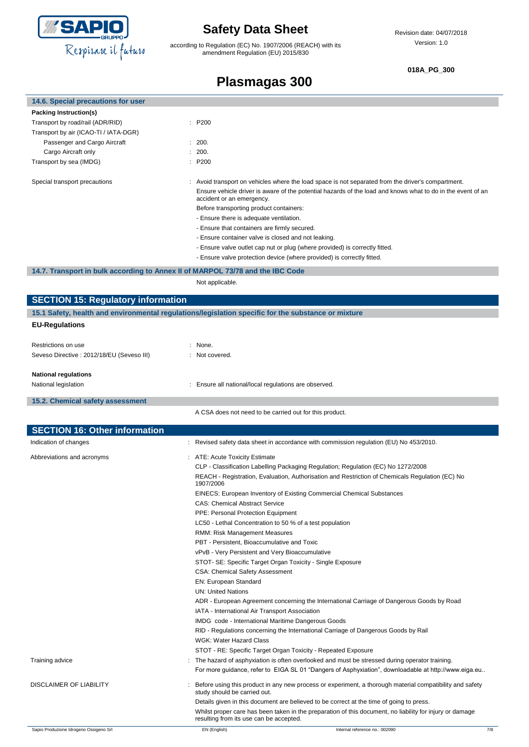### 14.6. Special precautions for user

**Packing Instruction(s)**

| | |
|---|---|
| Transport by road/rail (ADR/RID) | : P200 |
| Transport by air (ICAO-TI / IATA-DGR) | |
| Passenger and Cargo Aircraft | : 200. |
| Cargo Aircraft only | : 200. |
| Transport by sea (IMDG) | : P200 |

Special transport precautions : Avoid transport on vehicles where the load space is not separated from the driver's compartment.
Ensure vehicle driver is aware of the potential hazards of the load and knows what to do in the event of an accident or an emergency.
Before transporting product containers:
- Ensure there is adequate ventilation.
- Ensure that containers are firmly secured.
- Ensure container valve is closed and not leaking.
- Ensure valve outlet cap nut or plug (where provided) is correctly fitted.
- Ensure valve protection device (where provided) is correctly fitted.

### 14.7. Transport in bulk according to Annex II of MARPOL 73/78 and the IBC Code

Not applicable.

## SECTION 15: Regulatory information

### 15.1 Safety, health and environmental regulations/legislation specific for the substance or mixture

**EU-Regulations**

| | |
|---|---|
| Restrictions on use | : None. |
| Seveso Directive : 2012/18/EU (Seveso III) | : Not covered. |

**National regulations**

National legislation : Ensure all national/local regulations are observed.

### 15.2. Chemical safety assessment

A CSA does not need to be carried out for this product.

## SECTION 16: Other information

Indication of changes : Revised safety data sheet in accordance with commission regulation (EU) No 453/2010.

Abbreviations and acronyms :
- ATE: Acute Toxicity Estimate
- CLP - Classification Labelling Packaging Regulation; Regulation (EC) No 1272/2008
- REACH - Registration, Evaluation, Authorisation and Restriction of Chemicals Regulation (EC) No 1907/2006
- EINECS: European Inventory of Existing Commercial Chemical Substances
- CAS: Chemical Abstract Service
- PPE: Personal Protection Equipment
- LC50 - Lethal Concentration to 50 % of a test population
- RMM: Risk Management Measures
- PBT - Persistent, Bioaccumulative and Toxic
- vPvB - Very Persistent and Very Bioaccumulative
- STOT- SE: Specific Target Organ Toxicity - Single Exposure
- CSA: Chemical Safety Assessment
- EN: European Standard
- UN: United Nations
- ADR - European Agreement concerning the International Carriage of Dangerous Goods by Road
- IATA - International Air Transport Association
- IMDG code - International Maritime Dangerous Goods
- RID - Regulations concerning the International Carriage of Dangerous Goods by Rail
- WGK: Water Hazard Class
- STOT - RE: Specific Target Organ Toxicity - Repeated Exposure

Training advice : The hazard of asphyxiation is often overlooked and must be stressed during operator training.
For more guidance, refer to EIGA SL 01 "Dangers of Asphyxiation", downloadable at http://www.eiga.eu..

DISCLAIMER OF LIABILITY : Before using this product in any new process or experiment, a thorough material compatibility and safety study should be carried out.
Details given in this document are believed to be correct at the time of going to press.
Whilst proper care has been taken in the preparation of this document, no liability for injury or damage resulting from its use can be accepted.